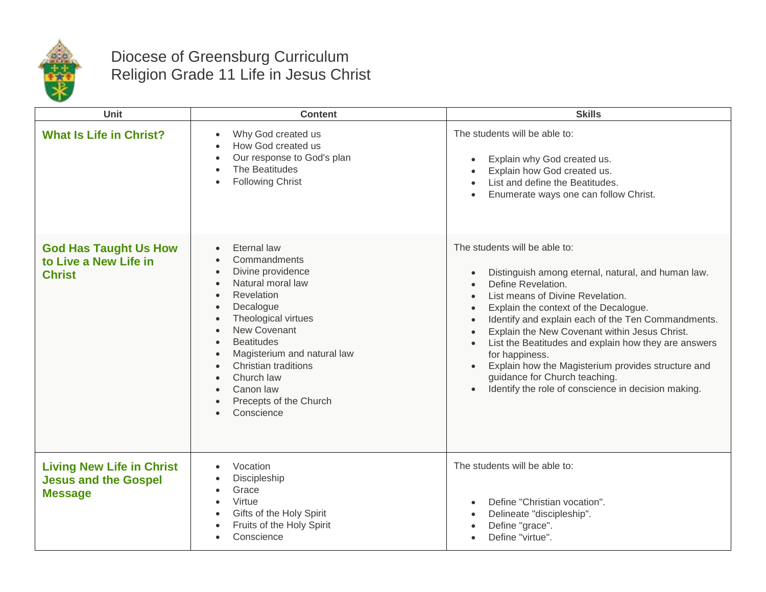# Diocese of Greensburg Curriculum
## Religion Grade 11 Life in Jesus Christ

| Unit | Content | Skills |
|---|---|---|
| **What Is Life in Christ?** | • Why God created us<br>• How God created us<br>• Our response to God's plan<br>• The Beatitudes<br>• Following Christ | The students will be able to:<br>• Explain why God created us.<br>• Explain how God created us.<br>• List and define the Beatitudes.<br>• Enumerate ways one can follow Christ. |
| **God Has Taught Us How to Live a New Life in Christ** | • Eternal law<br>• Commandments<br>• Divine providence<br>• Natural moral law<br>• Revelation<br>• Decalogue<br>• Theological virtues<br>• New Covenant<br>• Beatitudes<br>• Magisterium and natural law<br>• Christian traditions<br>• Church law<br>• Canon law<br>• Precepts of the Church<br>• Conscience | The students will be able to:<br>• Distinguish among eternal, natural, and human law.<br>• Define Revelation.<br>• List means of Divine Revelation.<br>• Explain the context of the Decalogue.<br>• Identify and explain each of the Ten Commandments.<br>• Explain the New Covenant within Jesus Christ.<br>• List the Beatitudes and explain how they are answers for happiness.<br>• Explain how the Magisterium provides structure and guidance for Church teaching.<br>• Identify the role of conscience in decision making. |
| **Living New Life in Christ Jesus and the Gospel Message** | • Vocation<br>• Discipleship<br>• Grace<br>• Virtue<br>• Gifts of the Holy Spirit<br>• Fruits of the Holy Spirit<br>• Conscience | The students will be able to:<br>• Define "Christian vocation".<br>• Delineate "discipleship".<br>• Define "grace".<br>• Define "virtue". |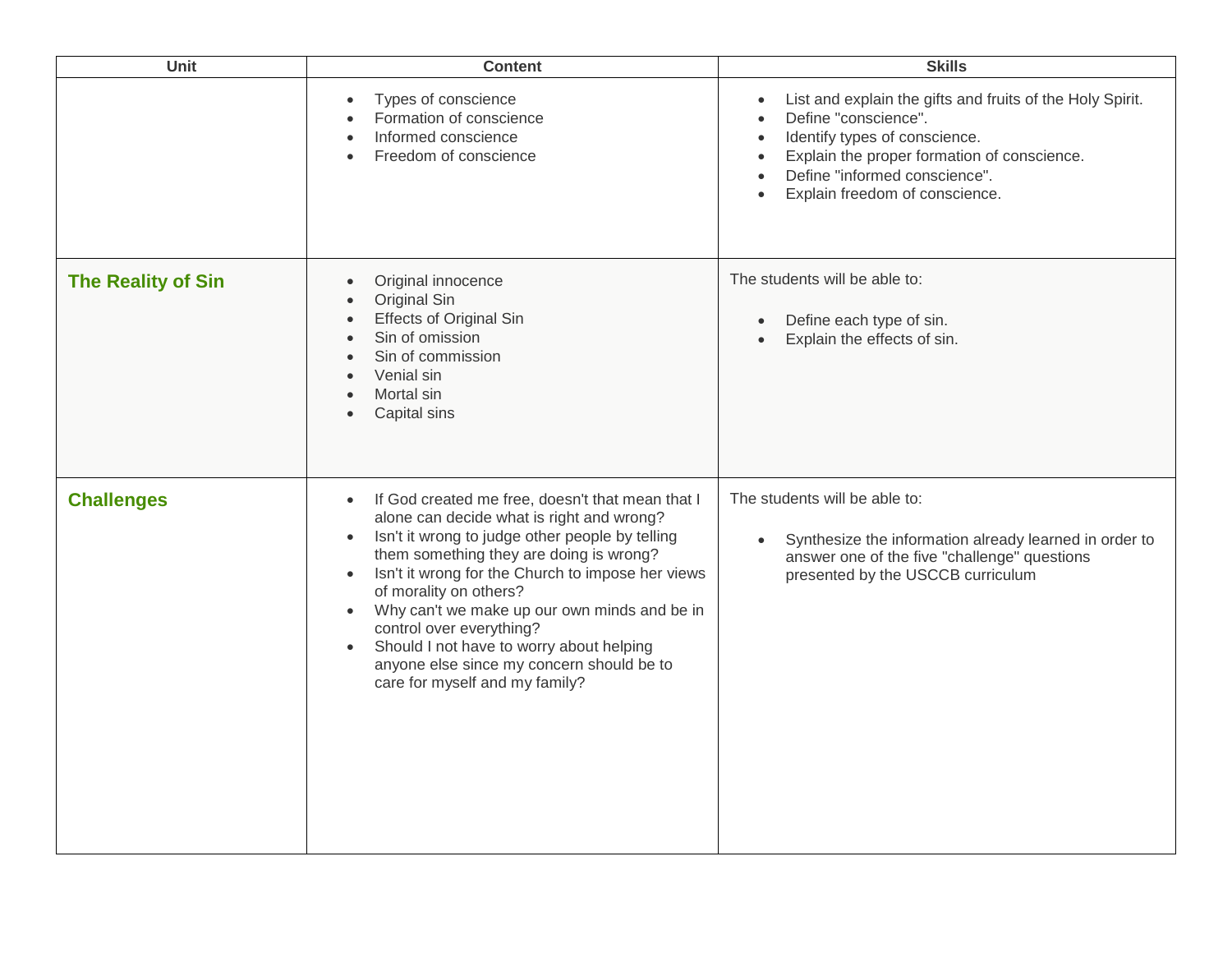| Unit | Content | Skills |
|---|---|---|
| | <ul><li>Types of conscience</li><li>Formation of conscience</li><li>Informed conscience</li><li>Freedom of conscience</li></ul> | <ul><li>List and explain the gifts and fruits of the Holy Spirit.</li><li>Define "conscience".</li><li>Identify types of conscience.</li><li>Explain the proper formation of conscience.</li><li>Define "informed conscience".</li><li>Explain freedom of conscience.</li></ul> |
| **The Reality of Sin** | <ul><li>Original innocence</li><li>Original Sin</li><li>Effects of Original Sin</li><li>Sin of omission</li><li>Sin of commission</li><li>Venial sin</li><li>Mortal sin</li><li>Capital sins</li></ul> | The students will be able to:<ul><li>Define each type of sin.</li><li>Explain the effects of sin.</li></ul> |
| **Challenges** | <ul><li>If God created me free, doesn't that mean that I alone can decide what is right and wrong?</li><li>Isn't it wrong to judge other people by telling them something they are doing is wrong?</li><li>Isn't it wrong for the Church to impose her views of morality on others?</li><li>Why can't we make up our own minds and be in control over everything?</li><li>Should I not have to worry about helping anyone else since my concern should be to care for myself and my family?</li></ul> | The students will be able to:<ul><li>Synthesize the information already learned in order to answer one of the five "challenge" questions presented by the USCCB curriculum</li></ul> |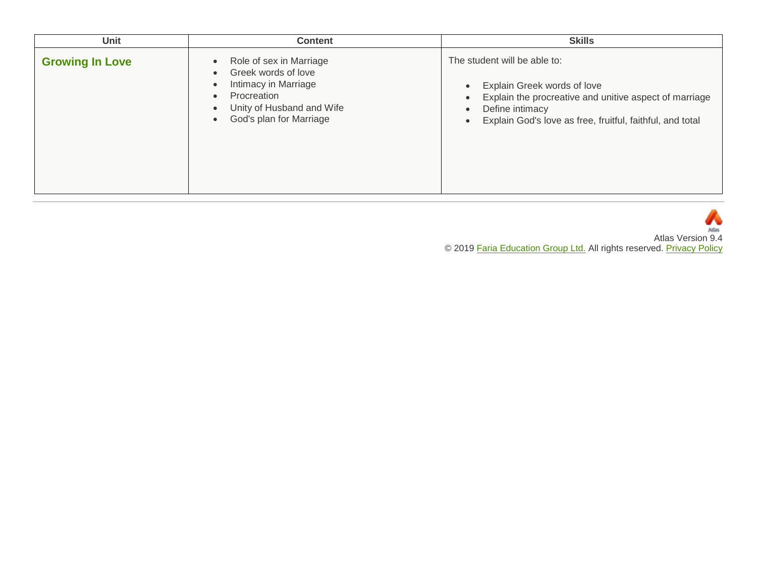| Unit | Content | Skills |
|---|---|---|
| **Growing In Love** | • Role of sex in Marriage<br>• Greek words of love<br>• Intimacy in Marriage<br>• Procreation<br>• Unity of Husband and Wife<br>• God's plan for Marriage | The student will be able to:<br><br>• Explain Greek words of love<br>• Explain the procreative and unitive aspect of marriage<br>• Define intimacy<br>• Explain God's love as free, fruitful, faithful, and total |

Atlas Version 9.4
© 2019 Faria Education Group Ltd. All rights reserved. Privacy Policy